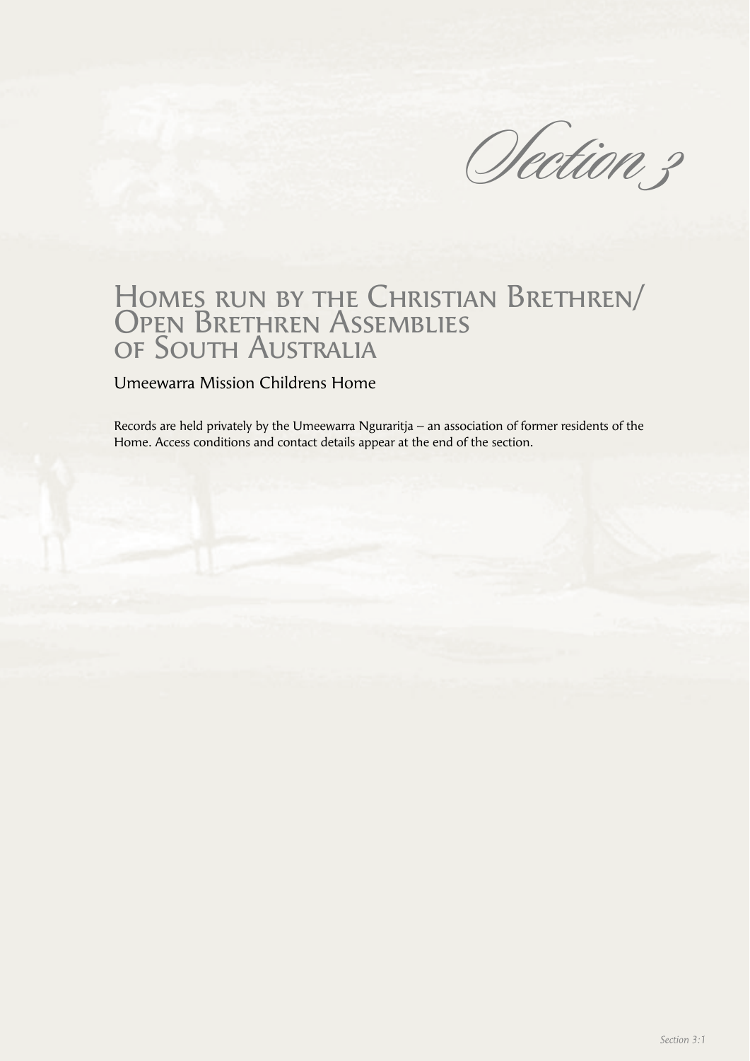# Section 3

## Homes run by the Christian Brethren/ Open Brethren Assemblies of South Australia

### Umeewarra Mission Childrens Home

Records are held privately by the Umeewarra Nguraritja – an association of former residents of the Home. Access conditions and contact details appear at the end of the section.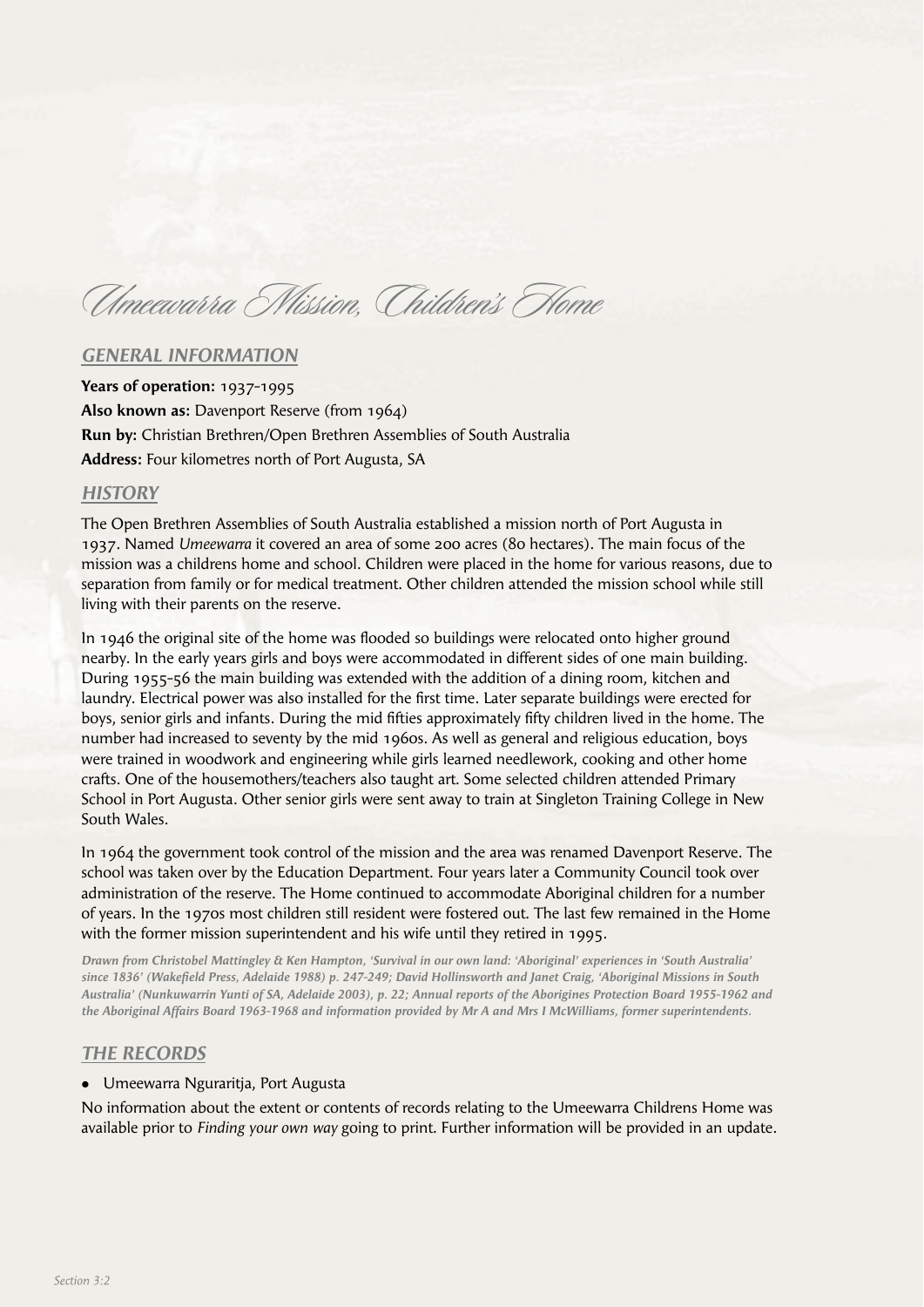# Umeewarra Mission, Children's Home

## GENERAL INFORMATION

**Years of operation:** 1937-1995
**Also known as:** Davenport Reserve (from 1964)
**Run by:** Christian Brethren/Open Brethren Assemblies of South Australia
**Address:** Four kilometres north of Port Augusta, SA

## HISTORY

The Open Brethren Assemblies of South Australia established a mission north of Port Augusta in 1937. Named *Umeewarra* it covered an area of some 200 acres (80 hectares). The main focus of the mission was a childrens home and school. Children were placed in the home for various reasons, due to separation from family or for medical treatment. Other children attended the mission school while still living with their parents on the reserve.

In 1946 the original site of the home was flooded so buildings were relocated onto higher ground nearby. In the early years girls and boys were accommodated in different sides of one main building. During 1955-56 the main building was extended with the addition of a dining room, kitchen and laundry. Electrical power was also installed for the first time. Later separate buildings were erected for boys, senior girls and infants. During the mid fifties approximately fifty children lived in the home. The number had increased to seventy by the mid 1960s. As well as general and religious education, boys were trained in woodwork and engineering while girls learned needlework, cooking and other home crafts. One of the housemothers/teachers also taught art. Some selected children attended Primary School in Port Augusta. Other senior girls were sent away to train at Singleton Training College in New South Wales.

In 1964 the government took control of the mission and the area was renamed Davenport Reserve. The school was taken over by the Education Department. Four years later a Community Council took over administration of the reserve. The Home continued to accommodate Aboriginal children for a number of years. In the 1970s most children still resident were fostered out. The last few remained in the Home with the former mission superintendent and his wife until they retired in 1995.

*Drawn from Christobel Mattingley & Ken Hampton, 'Survival in our own land: 'Aboriginal' experiences in 'South Australia' since 1836' (Wakefield Press, Adelaide 1988) p. 247-249; David Hollinsworth and Janet Craig, 'Aboriginal Missions in South Australia' (Nunkuwarrin Yunti of SA, Adelaide 2003), p. 22; Annual reports of the Aborigines Protection Board 1955-1962 and the Aboriginal Affairs Board 1963-1968 and information provided by Mr A and Mrs I McWilliams, former superintendents.*

## THE RECORDS

- Umeewarra Nguraritja, Port Augusta

No information about the extent or contents of records relating to the Umeewarra Childrens Home was available prior to *Finding your own way* going to print. Further information will be provided in an update.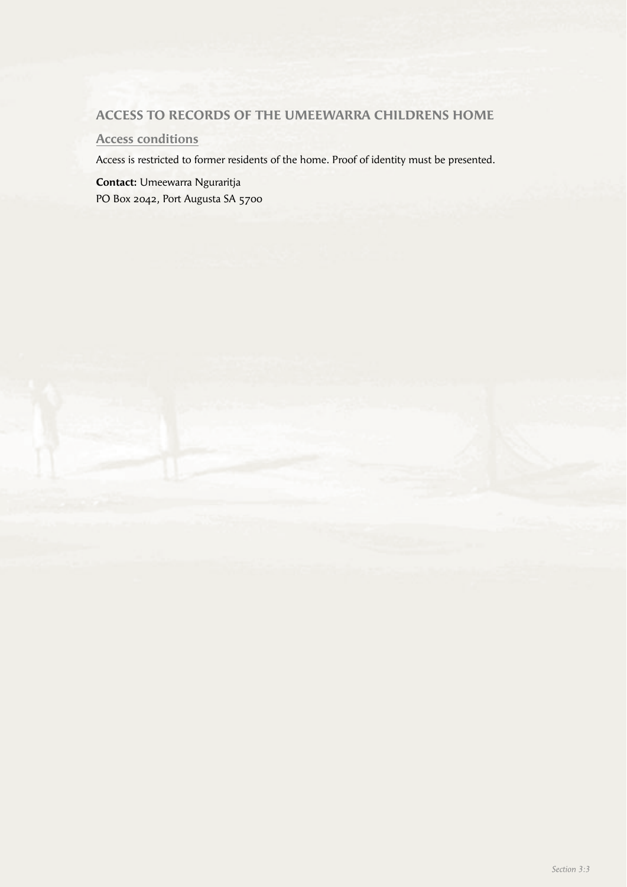## ACCESS TO RECORDS OF THE UMEEWARRA CHILDRENS HOME

### Access conditions

Access is restricted to former residents of the home. Proof of identity must be presented.

**Contact:** Umeewarra Nguraritja
PO Box 2042, Port Augusta SA 5700